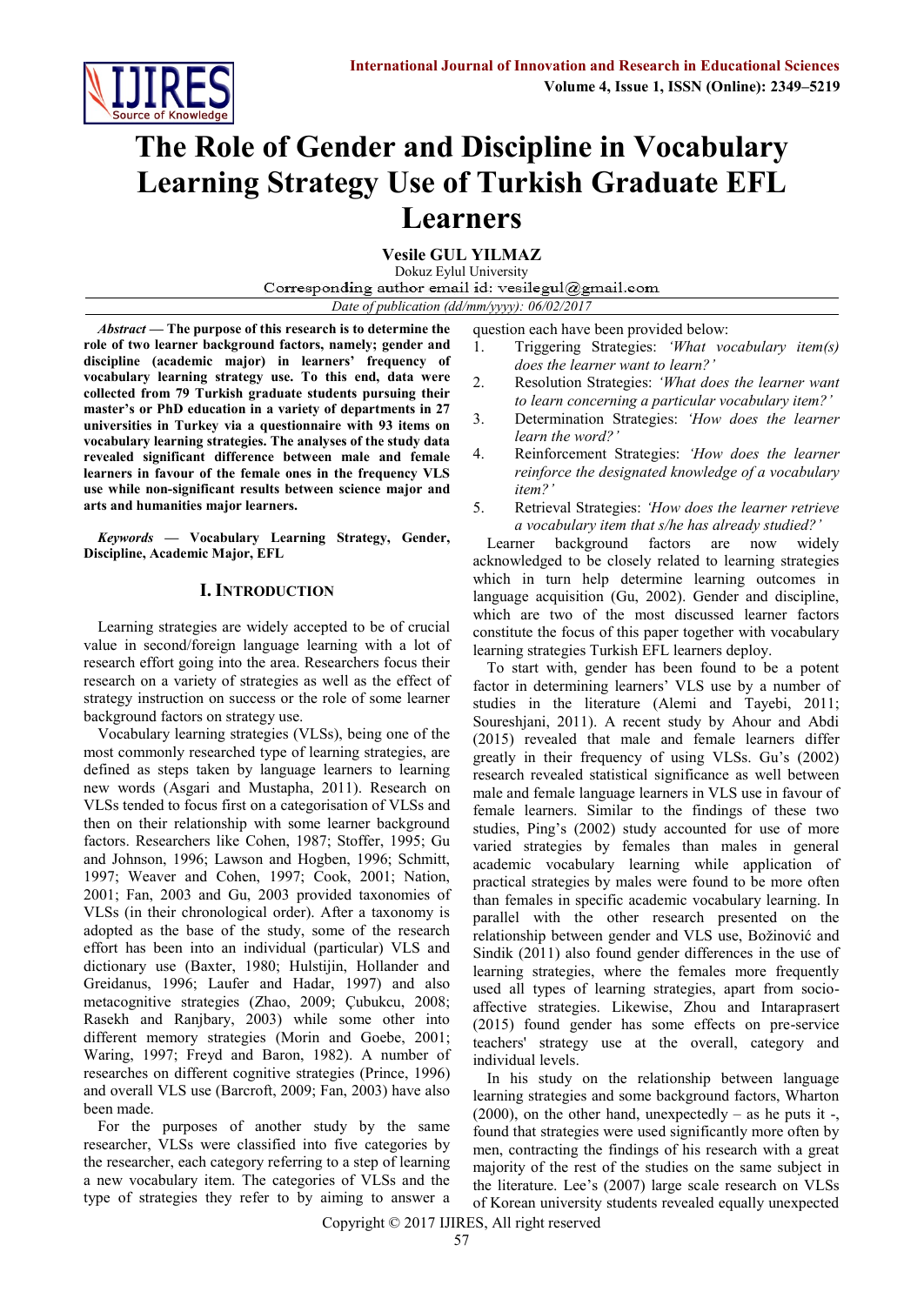# The Role of Gender and Discipline in Vocabulary Learning Strategy Use of Turkish Graduate EFL Learners

**Vesile GUL YILMAZ**

Dokuz Eylul University

Corresponding author email id: vesilegul@gmail.com

*Date of publication (dd/mm/yyyy): 06/02/2017*

***Abstract* — The purpose of this research is to determine the role of two learner background factors, namely; gender and discipline (academic major) in learners' frequency of vocabulary learning strategy use. To this end, data were collected from 79 Turkish graduate students pursuing their master's or PhD education in a variety of departments in 27 universities in Turkey via a questionnaire with 93 items on vocabulary learning strategies. The analyses of the study data revealed significant difference between male and female learners in favour of the female ones in the frequency VLS use while non-significant results between science major and arts and humanities major learners.**

***Keywords* — Vocabulary Learning Strategy, Gender, Discipline, Academic Major, EFL**

## I. Introduction

Learning strategies are widely accepted to be of crucial value in second/foreign language learning with a lot of research effort going into the area. Researchers focus their research on a variety of strategies as well as the effect of strategy instruction on success or the role of some learner background factors on strategy use.

Vocabulary learning strategies (VLSs), being one of the most commonly researched type of learning strategies, are defined as steps taken by language learners to learning new words (Asgari and Mustapha, 2011). Research on VLSs tended to focus first on a categorisation of VLSs and then on their relationship with some learner background factors. Researchers like Cohen, 1987; Stoffer, 1995; Gu and Johnson, 1996; Lawson and Hogben, 1996; Schmitt, 1997; Weaver and Cohen, 1997; Cook, 2001; Nation, 2001; Fan, 2003 and Gu, 2003 provided taxonomies of VLSs (in their chronological order). After a taxonomy is adopted as the base of the study, some of the research effort has been into an individual (particular) VLS and dictionary use (Baxter, 1980; Hulstijin, Hollander and Greidanus, 1996; Laufer and Hadar, 1997) and also metacognitive strategies (Zhao, 2009; Çubukcu, 2008; Rasekh and Ranjbary, 2003) while some other into different memory strategies (Morin and Goebe, 2001; Waring, 1997; Freyd and Baron, 1982). A number of researches on different cognitive strategies (Prince, 1996) and overall VLS use (Barcroft, 2009; Fan, 2003) have also been made.

For the purposes of another study by the same researcher, VLSs were classified into five categories by the researcher, each category referring to a step of learning a new vocabulary item. The categories of VLSs and the type of strategies they refer to by aiming to answer a question each have been provided below:

1. Triggering Strategies: *'What vocabulary item(s) does the learner want to learn?'*
2. Resolution Strategies: *'What does the learner want to learn concerning a particular vocabulary item?'*
3. Determination Strategies: *'How does the learner learn the word?'*
4. Reinforcement Strategies: *'How does the learner reinforce the designated knowledge of a vocabulary item?'*
5. Retrieval Strategies: *'How does the learner retrieve a vocabulary item that s/he has already studied?'*

Learner background factors are now widely acknowledged to be closely related to learning strategies which in turn help determine learning outcomes in language acquisition (Gu, 2002). Gender and discipline, which are two of the most discussed learner factors constitute the focus of this paper together with vocabulary learning strategies Turkish EFL learners deploy.

To start with, gender has been found to be a potent factor in determining learners' VLS use by a number of studies in the literature (Alemi and Tayebi, 2011; Soureshjani, 2011). A recent study by Ahour and Abdi (2015) revealed that male and female learners differ greatly in their frequency of using VLSs. Gu's (2002) research revealed statistical significance as well between male and female language learners in VLS use in favour of female learners. Similar to the findings of these two studies, Ping's (2002) study accounted for use of more varied strategies by females than males in general academic vocabulary learning while application of practical strategies by males were found to be more often than females in specific academic vocabulary learning. In parallel with the other research presented on the relationship between gender and VLS use, Božinović and Sindik (2011) also found gender differences in the use of learning strategies, where the females more frequently used all types of learning strategies, apart from socio-affective strategies. Likewise, Zhou and Intaraprasert (2015) found gender has some effects on pre-service teachers' strategy use at the overall, category and individual levels.

In his study on the relationship between language learning strategies and some background factors, Wharton (2000), on the other hand, unexpectedly – as he puts it -, found that strategies were used significantly more often by men, contracting the findings of his research with a great majority of the rest of the studies on the same subject in the literature. Lee's (2007) large scale research on VLSs of Korean university students revealed equally unexpected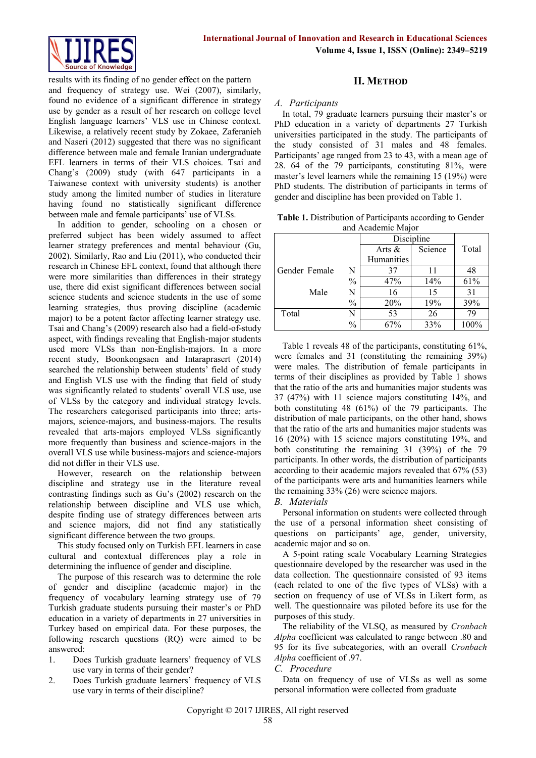results with its finding of no gender effect on the pattern and frequency of strategy use. Wei (2007), similarly, found no evidence of a significant difference in strategy use by gender as a result of her research on college level English language learners' VLS use in Chinese context. Likewise, a relatively recent study by Zokaee, Zaferanieh and Naseri (2012) suggested that there was no significant difference between male and female Iranian undergraduate EFL learners in terms of their VLS choices. Tsai and Chang's (2009) study (with 647 participants in a Taiwanese context with university students) is another study among the limited number of studies in literature having found no statistically significant difference between male and female participants' use of VLSs.

In addition to gender, schooling on a chosen or preferred subject has been widely assumed to affect learner strategy preferences and mental behaviour (Gu, 2002). Similarly, Rao and Liu (2011), who conducted their research in Chinese EFL context, found that although there were more similarities than differences in their strategy use, there did exist significant differences between social science students and science students in the use of some learning strategies, thus proving discipline (academic major) to be a potent factor affecting learner strategy use. Tsai and Chang's (2009) research also had a field-of-study aspect, with findings revealing that English-major students used more VLSs than non-English-majors. In a more recent study, Boonkongsaen and Intaraprasert (2014) searched the relationship between students' field of study and English VLS use with the finding that field of study was significantly related to students' overall VLS use, use of VLSs by the category and individual strategy levels. The researchers categorised participants into three; arts-majors, science-majors, and business-majors. The results revealed that arts-majors employed VLSs significantly more frequently than business and science-majors in the overall VLS use while business-majors and science-majors did not differ in their VLS use.

However, research on the relationship between discipline and strategy use in the literature reveal contrasting findings such as Gu's (2002) research on the relationship between discipline and VLS use which, despite finding use of strategy differences between arts and science majors, did not find any statistically significant difference between the two groups.

This study focused only on Turkish EFL learners in case cultural and contextual differences play a role in determining the influence of gender and discipline.

The purpose of this research was to determine the role of gender and discipline (academic major) in the frequency of vocabulary learning strategy use of 79 Turkish graduate students pursuing their master's or PhD education in a variety of departments in 27 universities in Turkey based on empirical data. For these purposes, the following research questions (RQ) were aimed to be answered:

1. Does Turkish graduate learners' frequency of VLS use vary in terms of their gender?
2. Does Turkish graduate learners' frequency of VLS use vary in terms of their discipline?

## II. Method

### A. Participants

In total, 79 graduate learners pursuing their master's or PhD education in a variety of departments 27 Turkish universities participated in the study. The participants of the study consisted of 31 males and 48 females. Participants' age ranged from 23 to 43, with a mean age of 28. 64 of the 79 participants, constituting 81%, were master's level learners while the remaining 15 (19%) were PhD students. The distribution of participants in terms of gender and discipline has been provided on Table 1.

**Table 1.** Distribution of Participants according to Gender and Academic Major

| | | | Discipline | | Total |
|---|---|---|---|---|---|
| | | | Arts & Humanities | Science | |
| Gender | Female | N | 37 | 11 | 48 |
| | | % | 47% | 14% | 61% |
| | Male | N | 16 | 15 | 31 |
| | | % | 20% | 19% | 39% |
| Total | | N | 53 | 26 | 79 |
| | | % | 67% | 33% | 100% |

Table 1 reveals 48 of the participants, constituting 61%, were females and 31 (constituting the remaining 39%) were males. The distribution of female participants in terms of their disciplines as provided by Table 1 shows that the ratio of the arts and humanities major students was 37 (47%) with 11 science majors constituting 14%, and both constituting 48 (61%) of the 79 participants. The distribution of male participants, on the other hand, shows that the ratio of the arts and humanities major students was 16 (20%) with 15 science majors constituting 19%, and both constituting the remaining 31 (39%) of the 79 participants. In other words, the distribution of participants according to their academic majors revealed that 67% (53) of the participants were arts and humanities learners while the remaining 33% (26) were science majors.

### B. Materials

Personal information on students were collected through the use of a personal information sheet consisting of questions on participants' age, gender, university, academic major and so on.

A 5-point rating scale Vocabulary Learning Strategies questionnaire developed by the researcher was used in the data collection. The questionnaire consisted of 93 items (each related to one of the five types of VLSs) with a section on frequency of use of VLSs in Likert form, as well. The questionnaire was piloted before its use for the purposes of this study.

The reliability of the VLSQ, as measured by *Cronbach Alpha* coefficient was calculated to range between .80 and 95 for its five subcategories, with an overall *Cronbach Alpha* coefficient of .97.

### C. Procedure

Data on frequency of use of VLSs as well as some personal information were collected from graduate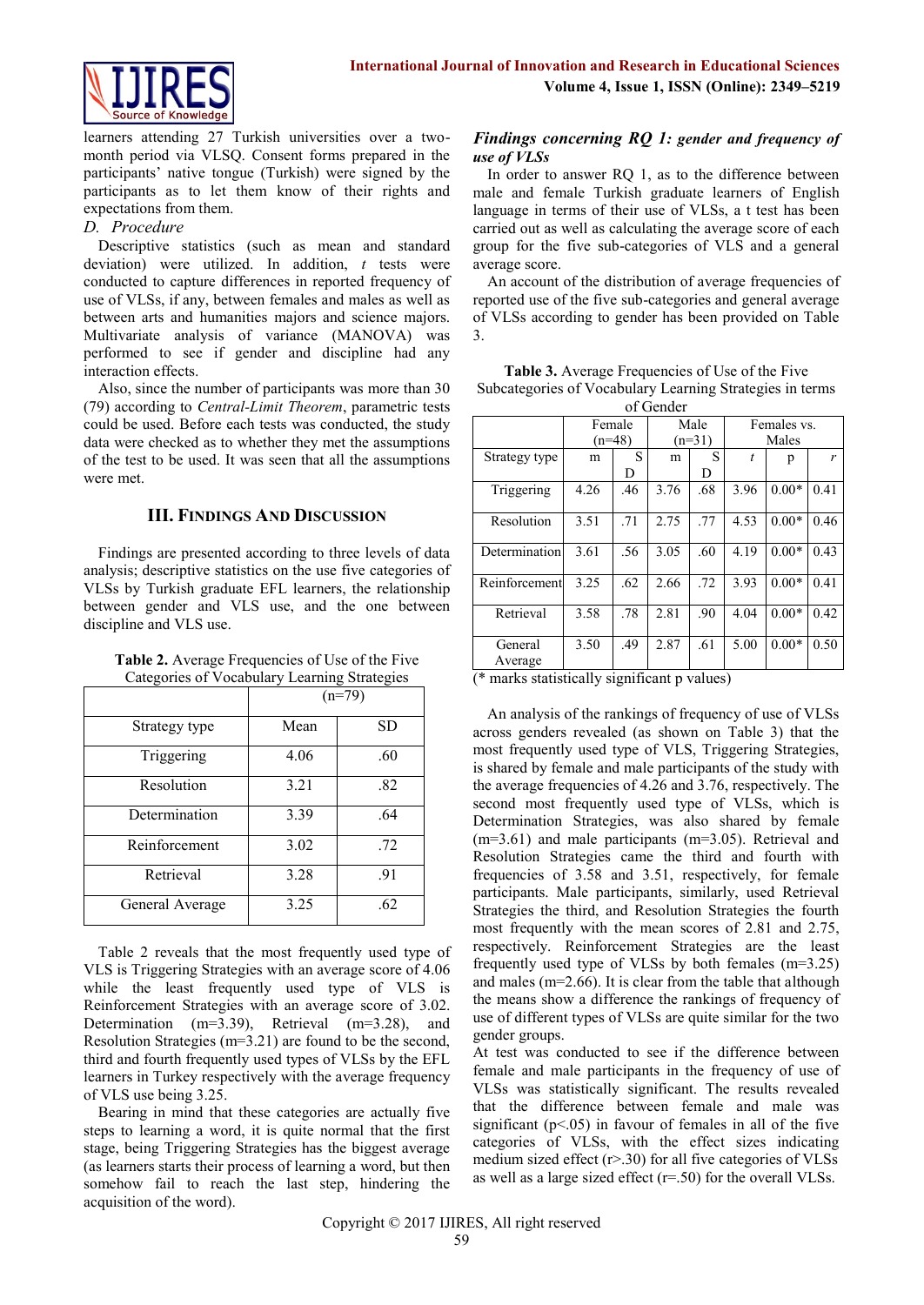learners attending 27 Turkish universities over a two-month period via VLSQ. Consent forms prepared in the participants' native tongue (Turkish) were signed by the participants as to let them know of their rights and expectations from them.

*D. Procedure*

Descriptive statistics (such as mean and standard deviation) were utilized. In addition, *t* tests were conducted to capture differences in reported frequency of use of VLSs, if any, between females and males as well as between arts and humanities majors and science majors. Multivariate analysis of variance (MANOVA) was performed to see if gender and discipline had any interaction effects.

Also, since the number of participants was more than 30 (79) according to *Central-Limit Theorem*, parametric tests could be used. Before each tests was conducted, the study data were checked as to whether they met the assumptions of the test to be used. It was seen that all the assumptions were met.

## III. Findings And Discussion

Findings are presented according to three levels of data analysis; descriptive statistics on the use five categories of VLSs by Turkish graduate EFL learners, the relationship between gender and VLS use, and the one between discipline and VLS use.

**Table 2.** Average Frequencies of Use of the Five Categories of Vocabulary Learning Strategies

| | (n=79) | |
|---|---|---|
| Strategy type | Mean | SD |
| Triggering | 4.06 | .60 |
| Resolution | 3.21 | .82 |
| Determination | 3.39 | .64 |
| Reinforcement | 3.02 | .72 |
| Retrieval | 3.28 | .91 |
| General Average | 3.25 | .62 |

Table 2 reveals that the most frequently used type of VLS is Triggering Strategies with an average score of 4.06 while the least frequently used type of VLS is Reinforcement Strategies with an average score of 3.02. Determination (m=3.39), Retrieval (m=3.28), and Resolution Strategies (m=3.21) are found to be the second, third and fourth frequently used types of VLSs by the EFL learners in Turkey respectively with the average frequency of VLS use being 3.25.

Bearing in mind that these categories are actually five steps to learning a word, it is quite normal that the first stage, being Triggering Strategies has the biggest average (as learners starts their process of learning a word, but then somehow fail to reach the last step, hindering the acquisition of the word).

### *Findings concerning RQ 1: gender and frequency of use of VLSs*

In order to answer RQ 1, as to the difference between male and female Turkish graduate learners of English language in terms of their use of VLSs, a t test has been carried out as well as calculating the average score of each group for the five sub-categories of VLS and a general average score.

An account of the distribution of average frequencies of reported use of the five sub-categories and general average of VLSs according to gender has been provided on Table 3.

**Table 3.** Average Frequencies of Use of the Five Subcategories of Vocabulary Learning Strategies in terms of Gender

| | Female (n=48) | | Male (n=31) | | Females vs. Males | | |
|---|---|---|---|---|---|---|---|
| Strategy type | m | SD | m | SD | *t* | p | *r* |
| Triggering | 4.26 | .46 | 3.76 | .68 | 3.96 | 0.00* | 0.41 |
| Resolution | 3.51 | .71 | 2.75 | .77 | 4.53 | 0.00* | 0.46 |
| Determination | 3.61 | .56 | 3.05 | .60 | 4.19 | 0.00* | 0.43 |
| Reinforcement | 3.25 | .62 | 2.66 | .72 | 3.93 | 0.00* | 0.41 |
| Retrieval | 3.58 | .78 | 2.81 | .90 | 4.04 | 0.00* | 0.42 |
| General Average | 3.50 | .49 | 2.87 | .61 | 5.00 | 0.00* | 0.50 |

(* marks statistically significant p values)

An analysis of the rankings of frequency of use of VLSs across genders revealed (as shown on Table 3) that the most frequently used type of VLS, Triggering Strategies, is shared by female and male participants of the study with the average frequencies of 4.26 and 3.76, respectively. The second most frequently used type of VLSs, which is Determination Strategies, was also shared by female (m=3.61) and male participants (m=3.05). Retrieval and Resolution Strategies came the third and fourth with frequencies of 3.58 and 3.51, respectively, for female participants. Male participants, similarly, used Retrieval Strategies the third, and Resolution Strategies the fourth most frequently with the mean scores of 2.81 and 2.75, respectively. Reinforcement Strategies are the least frequently used type of VLSs by both females (m=3.25) and males (m=2.66). It is clear from the table that although the means show a difference the rankings of frequency of use of different types of VLSs are quite similar for the two gender groups.

At test was conducted to see if the difference between female and male participants in the frequency of use of VLSs was statistically significant. The results revealed that the difference between female and male was significant ($p<.05$) in favour of females in all of the five categories of VLSs, with the effect sizes indicating medium sized effect ($r>.30$) for all five categories of VLSs as well as a large sized effect ($r=.50$) for the overall VLSs.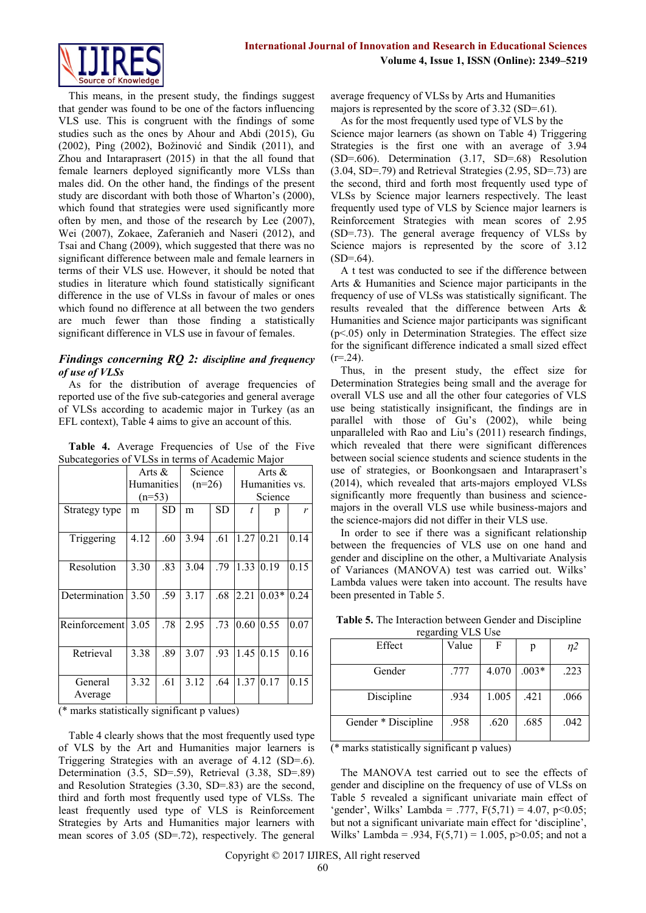This means, in the present study, the findings suggest that gender was found to be one of the factors influencing VLS use. This is congruent with the findings of some studies such as the ones by Ahour and Abdi (2015), Gu (2002), Ping (2002), Božinović and Sindik (2011), and Zhou and Intaraprasert (2015) in that the all found that female learners deployed significantly more VLSs than males did. On the other hand, the findings of the present study are discordant with both those of Wharton's (2000), which found that strategies were used significantly more often by men, and those of the research by Lee (2007), Wei (2007), Zokaee, Zaferanieh and Naseri (2012), and Tsai and Chang (2009), which suggested that there was no significant difference between male and female learners in terms of their VLS use. However, it should be noted that studies in literature which found statistically significant difference in the use of VLSs in favour of males or ones which found no difference at all between the two genders are much fewer than those finding a statistically significant difference in VLS use in favour of females.

### *Findings concerning RQ 2: discipline and frequency of use of VLSs*

As for the distribution of average frequencies of reported use of the five sub-categories and general average of VLSs according to academic major in Turkey (as an EFL context), Table 4 aims to give an account of this.

**Table 4.** Average Frequencies of Use of the Five Subcategories of VLSs in terms of Academic Major

| | Arts & Humanities (n=53) | | Science (n=26) | | Arts & Humanities vs. Science | | |
|---|---|---|---|---|---|---|---|
| Strategy type | m | SD | m | SD | *t* | p | *r* |
| Triggering | 4.12 | .60 | 3.94 | .61 | 1.27 | 0.21 | 0.14 |
| Resolution | 3.30 | .83 | 3.04 | .79 | 1.33 | 0.19 | 0.15 |
| Determination | 3.50 | .59 | 3.17 | .68 | 2.21 | 0.03* | 0.24 |
| Reinforcement | 3.05 | .78 | 2.95 | .73 | 0.60 | 0.55 | 0.07 |
| Retrieval | 3.38 | .89 | 3.07 | .93 | 1.45 | 0.15 | 0.16 |
| General Average | 3.32 | .61 | 3.12 | .64 | 1.37 | 0.17 | 0.15 |

(* marks statistically significant p values)

Table 4 clearly shows that the most frequently used type of VLS by the Art and Humanities major learners is Triggering Strategies with an average of 4.12 (SD=.6). Determination (3.5, SD=.59), Retrieval (3.38, SD=.89) and Resolution Strategies (3.30, SD=.83) are the second, third and forth most frequently used type of VLSs. The least frequently used type of VLS is Reinforcement Strategies by Arts and Humanities major learners with mean scores of 3.05 (SD=.72), respectively. The general average frequency of VLSs by Arts and Humanities majors is represented by the score of 3.32 (SD=.61).

As for the most frequently used type of VLS by the Science major learners (as shown on Table 4) Triggering Strategies is the first one with an average of 3.94 (SD=.606). Determination (3.17, SD=.68) Resolution (3.04, SD=.79) and Retrieval Strategies (2.95, SD=.73) are the second, third and forth most frequently used type of VLSs by Science major learners respectively. The least frequently used type of VLS by Science major learners is Reinforcement Strategies with mean scores of 2.95 (SD=.73). The general average frequency of VLSs by Science majors is represented by the score of 3.12 (SD=.64).

A t test was conducted to see if the difference between Arts & Humanities and Science major participants in the frequency of use of VLSs was statistically significant. The results revealed that the difference between Arts & Humanities and Science major participants was significant ($p<.05$) only in Determination Strategies. The effect size for the significant difference indicated a small sized effect ($r=.24$).

Thus, in the present study, the effect size for Determination Strategies being small and the average for overall VLS use and all the other four categories of VLS use being statistically insignificant, the findings are in parallel with those of Gu's (2002), while being unparalleled with Rao and Liu's (2011) research findings, which revealed that there were significant differences between social science students and science students in the use of strategies, or Boonkongsaen and Intaraprasert's (2014), which revealed that arts-majors employed VLSs significantly more frequently than business and science-majors in the overall VLS use while business-majors and the science-majors did not differ in their VLS use.

In order to see if there was a significant relationship between the frequencies of VLS use on one hand and gender and discipline on the other, a Multivariate Analysis of Variances (MANOVA) test was carried out. Wilks' Lambda values were taken into account. The results have been presented in Table 5.

**Table 5.** The Interaction between Gender and Discipline regarding VLS Use

| Effect | Value | F | p | $\eta 2$ |
|---|---|---|---|---|
| Gender | .777 | 4.070 | .003* | .223 |
| Discipline | .934 | 1.005 | .421 | .066 |
| Gender * Discipline | .958 | .620 | .685 | .042 |

(* marks statistically significant p values)

The MANOVA test carried out to see the effects of gender and discipline on the frequency of use of VLSs on Table 5 revealed a significant univariate main effect of 'gender', Wilks' Lambda = .777, $F(5,71) = 4.07$, $p<0.05$; but not a significant univariate main effect for 'discipline', Wilks' Lambda = .934, $F(5,71) = 1.005$, $p>0.05$; and not a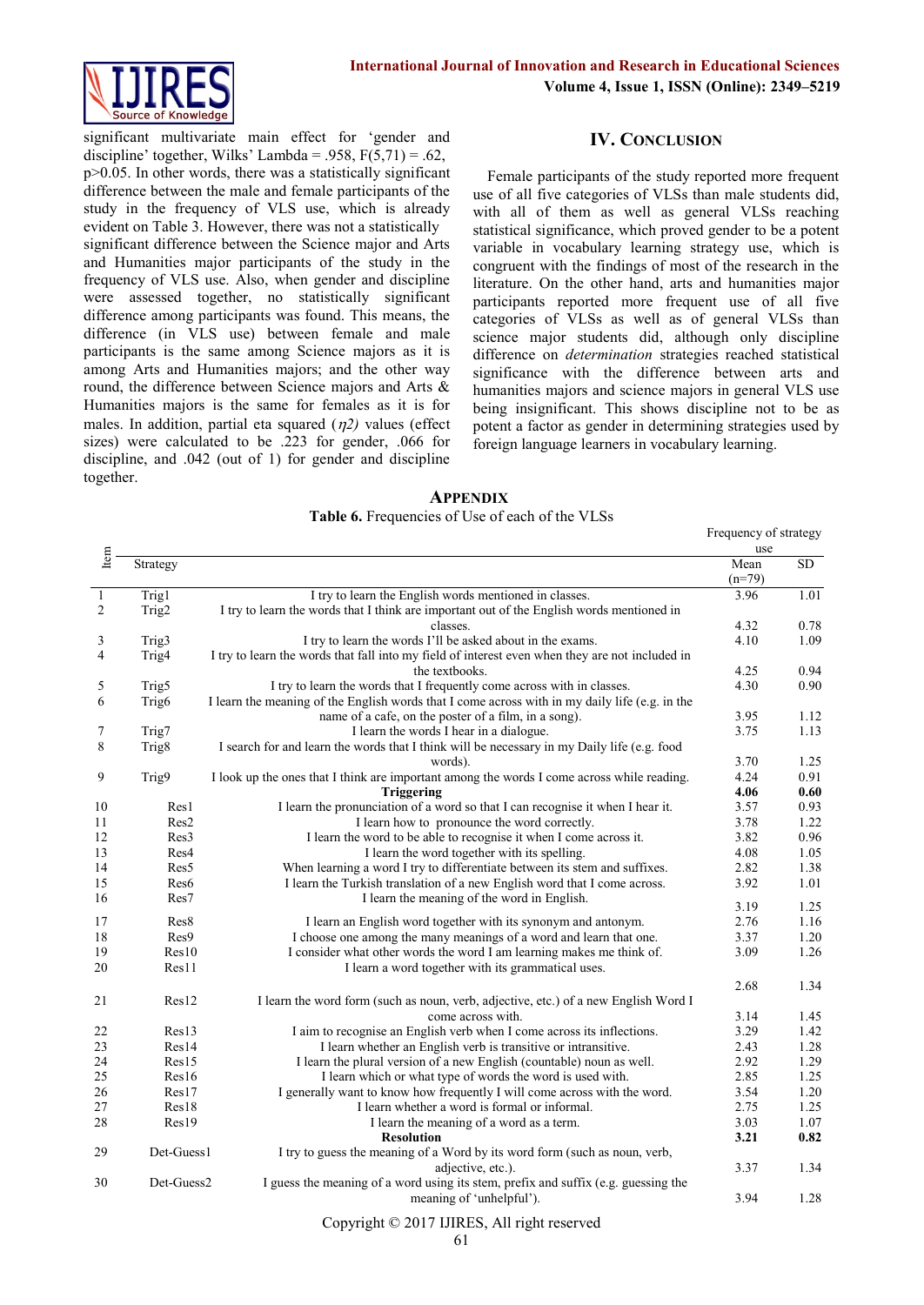significant multivariate main effect for 'gender and discipline' together, Wilks' Lambda = .958, $F(5,71) = .62$, $p>0.05$. In other words, there was a statistically significant difference between the male and female participants of the study in the frequency of VLS use, which is already evident on Table 3. However, there was not a statistically significant difference between the Science major and Arts and Humanities major participants of the study in the frequency of VLS use. Also, when gender and discipline were assessed together, no statistically significant difference among participants was found. This means, the difference (in VLS use) between female and male participants is the same among Science majors as it is among Arts and Humanities majors; and the other way round, the difference between Science majors and Arts & Humanities majors is the same for females as it is for males. In addition, partial eta squared ($\eta 2$) values (effect sizes) were calculated to be .223 for gender, .066 for discipline, and .042 (out of 1) for gender and discipline together.

## IV. Conclusion

Female participants of the study reported more frequent use of all five categories of VLSs than male students did, with all of them as well as general VLSs reaching statistical significance, which proved gender to be a potent variable in vocabulary learning strategy use, which is congruent with the findings of most of the research in the literature. On the other hand, arts and humanities major participants reported more frequent use of all five categories of VLSs as well as of general VLSs than science major students did, although only discipline difference on *determination* strategies reached statistical significance with the difference between arts and humanities majors and science majors in general VLS use being insignificant. This shows discipline not to be as potent a factor as gender in determining strategies used by foreign language learners in vocabulary learning.

## Appendix

**Table 6.** Frequencies of Use of each of the VLSs

| Item | Strategy | | Frequency of strategy use Mean (n=79) | SD |
|---|---|---|---|---|
| 1 | Trig1 | I try to learn the English words mentioned in classes. | 3.96 | 1.01 |
| 2 | Trig2 | I try to learn the words that I think are important out of the English words mentioned in classes. | 4.32 | 0.78 |
| 3 | Trig3 | I try to learn the words I'll be asked about in the exams. | 4.10 | 1.09 |
| 4 | Trig4 | I try to learn the words that fall into my field of interest even when they are not included in the textbooks. | 4.25 | 0.94 |
| 5 | Trig5 | I try to learn the words that I frequently come across with in classes. | 4.30 | 0.90 |
| 6 | Trig6 | I learn the meaning of the English words that I come across with in my daily life (e.g. in the name of a cafe, on the poster of a film, in a song). | 3.95 | 1.12 |
| 7 | Trig7 | I learn the words I hear in a dialogue. | 3.75 | 1.13 |
| 8 | Trig8 | I search for and learn the words that I think will be necessary in my Daily life (e.g. food words). | 3.70 | 1.25 |
| 9 | Trig9 | I look up the ones that I think are important among the words I come across while reading. | 4.24 | 0.91 |
| | | **Triggering** | **4.06** | **0.60** |
| 10 | Res1 | I learn the pronunciation of a word so that I can recognise it when I hear it. | 3.57 | 0.93 |
| 11 | Res2 | I learn how to pronounce the word correctly. | 3.78 | 1.22 |
| 12 | Res3 | I learn the word to be able to recognise it when I come across it. | 3.82 | 0.96 |
| 13 | Res4 | I learn the word together with its spelling. | 4.08 | 1.05 |
| 14 | Res5 | When learning a word I try to differentiate between its stem and suffixes. | 2.82 | 1.38 |
| 15 | Res6 | I learn the Turkish translation of a new English word that I come across. | 3.92 | 1.01 |
| 16 | Res7 | I learn the meaning of the word in English. | 3.19 | 1.25 |
| 17 | Res8 | I learn an English word together with its synonym and antonym. | 2.76 | 1.16 |
| 18 | Res9 | I choose one among the many meanings of a word and learn that one. | 3.37 | 1.20 |
| 19 | Res10 | I consider what other words the word I am learning makes me think of. | 3.09 | 1.26 |
| 20 | Res11 | I learn a word together with its grammatical uses. | 2.68 | 1.34 |
| 21 | Res12 | I learn the word form (such as noun, verb, adjective, etc.) of a new English Word I come across with. | 3.14 | 1.45 |
| 22 | Res13 | I aim to recognise an English verb when I come across its inflections. | 3.29 | 1.42 |
| 23 | Res14 | I learn whether an English verb is transitive or intransitive. | 2.43 | 1.28 |
| 24 | Res15 | I learn the plural version of a new English (countable) noun as well. | 2.92 | 1.29 |
| 25 | Res16 | I learn which or what type of words the word is used with. | 2.85 | 1.25 |
| 26 | Res17 | I generally want to know how frequently I will come across with the word. | 3.54 | 1.20 |
| 27 | Res18 | I learn whether a word is formal or informal. | 2.75 | 1.25 |
| 28 | Res19 | I learn the meaning of a word as a term. | 3.03 | 1.07 |
| | | **Resolution** | **3.21** | **0.82** |
| 29 | Det-Guess1 | I try to guess the meaning of a Word by its word form (such as noun, verb, adjective, etc.). | 3.37 | 1.34 |
| 30 | Det-Guess2 | I guess the meaning of a word using its stem, prefix and suffix (e.g. guessing the meaning of 'unhelpful'). | 3.94 | 1.28 |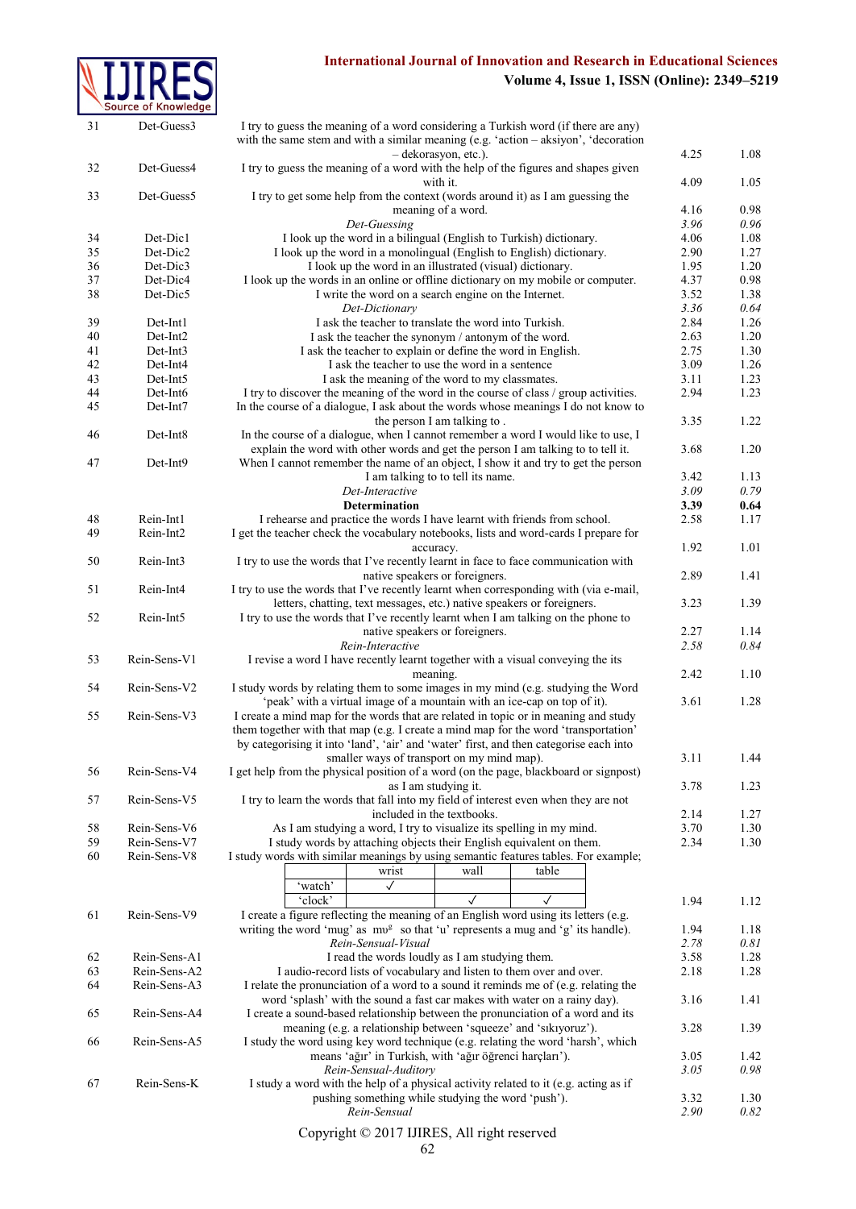| | | | | |
|---|---|---|---|---|
| 31 | Det-Guess3 | I try to guess the meaning of a word considering a Turkish word (if there are any) with the same stem and with a similar meaning (e.g. 'action – aksiyon', 'decoration – dekorasyon, etc.). | 4.25 | 1.08 |
| 32 | Det-Guess4 | I try to guess the meaning of a word with the help of the figures and shapes given with it. | 4.09 | 1.05 |
| 33 | Det-Guess5 | I try to get some help from the context (words around it) as I am guessing the meaning of a word. | 4.16 | 0.98 |
| | | *Det-Guessing* | *3.96* | *0.96* |
| 34 | Det-Dic1 | I look up the word in a bilingual (English to Turkish) dictionary. | 4.06 | 1.08 |
| 35 | Det-Dic2 | I look up the word in a monolingual (English to English) dictionary. | 2.90 | 1.27 |
| 36 | Det-Dic3 | I look up the word in an illustrated (visual) dictionary. | 1.95 | 1.20 |
| 37 | Det-Dic4 | I look up the words in an online or offline dictionary on my mobile or computer. | 4.37 | 0.98 |
| 38 | Det-Dic5 | I write the word on a search engine on the Internet. | 3.52 | 1.38 |
| | | *Det-Dictionary* | *3.36* | *0.64* |
| 39 | Det-Int1 | I ask the teacher to translate the word into Turkish. | 2.84 | 1.26 |
| 40 | Det-Int2 | I ask the teacher the synonym / antonym of the word. | 2.63 | 1.20 |
| 41 | Det-Int3 | I ask the teacher to explain or define the word in English. | 2.75 | 1.30 |
| 42 | Det-Int4 | I ask the teacher to use the word in a sentence | 3.09 | 1.26 |
| 43 | Det-Int5 | I ask the meaning of the word to my classmates. | 3.11 | 1.23 |
| 44 | Det-Int6 | I try to discover the meaning of the word in the course of class / group activities. | 2.94 | 1.23 |
| 45 | Det-Int7 | In the course of a dialogue, I ask about the words whose meanings I do not know to the person I am talking to . | 3.35 | 1.22 |
| 46 | Det-Int8 | In the course of a dialogue, when I cannot remember a word I would like to use, I explain the word with other words and get the person I am talking to to tell it. | 3.68 | 1.20 |
| 47 | Det-Int9 | When I cannot remember the name of an object, I show it and try to get the person I am talking to to tell its name. | 3.42 | 1.13 |
| | | *Det-Interactive* | *3.09* | *0.79* |
| | | **Determination** | **3.39** | **0.64** |
| 48 | Rein-Int1 | I rehearse and practice the words I have learnt with friends from school. | 2.58 | 1.17 |
| 49 | Rein-Int2 | I get the teacher check the vocabulary notebooks, lists and word-cards I prepare for accuracy. | 1.92 | 1.01 |
| 50 | Rein-Int3 | I try to use the words that I've recently learnt in face to face communication with native speakers or foreigners. | 2.89 | 1.41 |
| 51 | Rein-Int4 | I try to use the words that I've recently learnt when corresponding with (via e-mail, letters, chatting, text messages, etc.) native speakers or foreigners. | 3.23 | 1.39 |
| 52 | Rein-Int5 | I try to use the words that I've recently learnt when I am talking on the phone to native speakers or foreigners. | 2.27 | 1.14 |
| | | *Rein-Interactive* | *2.58* | *0.84* |
| 53 | Rein-Sens-V1 | I revise a word I have recently learnt together with a visual conveying the its meaning. | 2.42 | 1.10 |
| 54 | Rein-Sens-V2 | I study words by relating them to some images in my mind (e.g. studying the Word 'peak' with a virtual image of a mountain with an ice-cap on top of it). | 3.61 | 1.28 |
| 55 | Rein-Sens-V3 | I create a mind map for the words that are related in topic or in meaning and study them together with that map (e.g. I create a mind map for the word 'transportation' by categorising it into 'land', 'air' and 'water' first, and then categorise each into smaller ways of transport on my mind map). | 3.11 | 1.44 |
| 56 | Rein-Sens-V4 | I get help from the physical position of a word (on the page, blackboard or signpost) as I am studying it. | 3.78 | 1.23 |
| 57 | Rein-Sens-V5 | I try to learn the words that fall into my field of interest even when they are not included in the textbooks. | 2.14 | 1.27 |
| 58 | Rein-Sens-V6 | As I am studying a word, I try to visualize its spelling in my mind. | 3.70 | 1.30 |
| 59 | Rein-Sens-V7 | I study words by attaching objects their English equivalent on them. | 2.34 | 1.30 |
| 60 | Rein-Sens-V8 | I study words with similar meanings by using semantic features tables. For example; (table: rows 'watch', 'clock'; columns wrist, wall, table; 'watch' ✓ wrist; 'clock' ✓ wall, ✓ table) | 1.94 | 1.12 |
| 61 | Rein-Sens-V9 | I create a figure reflecting the meaning of an English word using its letters (e.g. writing the word 'mug' as mʊᵍ so that 'u' represents a mug and 'g' its handle). | 1.94 | 1.18 |
| | | *Rein-Sensual-Visual* | *2.78* | *0.81* |
| 62 | Rein-Sens-A1 | I read the words loudly as I am studying them. | 3.58 | 1.28 |
| 63 | Rein-Sens-A2 | I audio-record lists of vocabulary and listen to them over and over. | 2.18 | 1.28 |
| 64 | Rein-Sens-A3 | I relate the pronunciation of a word to a sound it reminds me of (e.g. relating the word 'splash' with the sound a fast car makes with water on a rainy day). | 3.16 | 1.41 |
| 65 | Rein-Sens-A4 | I create a sound-based relationship between the pronunciation of a word and its meaning (e.g. a relationship between 'squeeze' and 'sıkıyoruz'). | 3.28 | 1.39 |
| 66 | Rein-Sens-A5 | I study the word using key word technique (e.g. relating the word 'harsh', which means 'ağır' in Turkish, with 'ağır öğrenci harçları'). | 3.05 | 1.42 |
| | | *Rein-Sensual-Auditory* | *3.05* | *0.98* |
| 67 | Rein-Sens-K | I study a word with the help of a physical activity related to it (e.g. acting as if pushing something while studying the word 'push'). | 3.32 | 1.30 |
| | | *Rein-Sensual* | *2.90* | *0.82* |

|  | wrist | wall | table |
|---|---|---|---|
| 'watch' | ✓ | | |
| 'clock' | | ✓ | ✓ |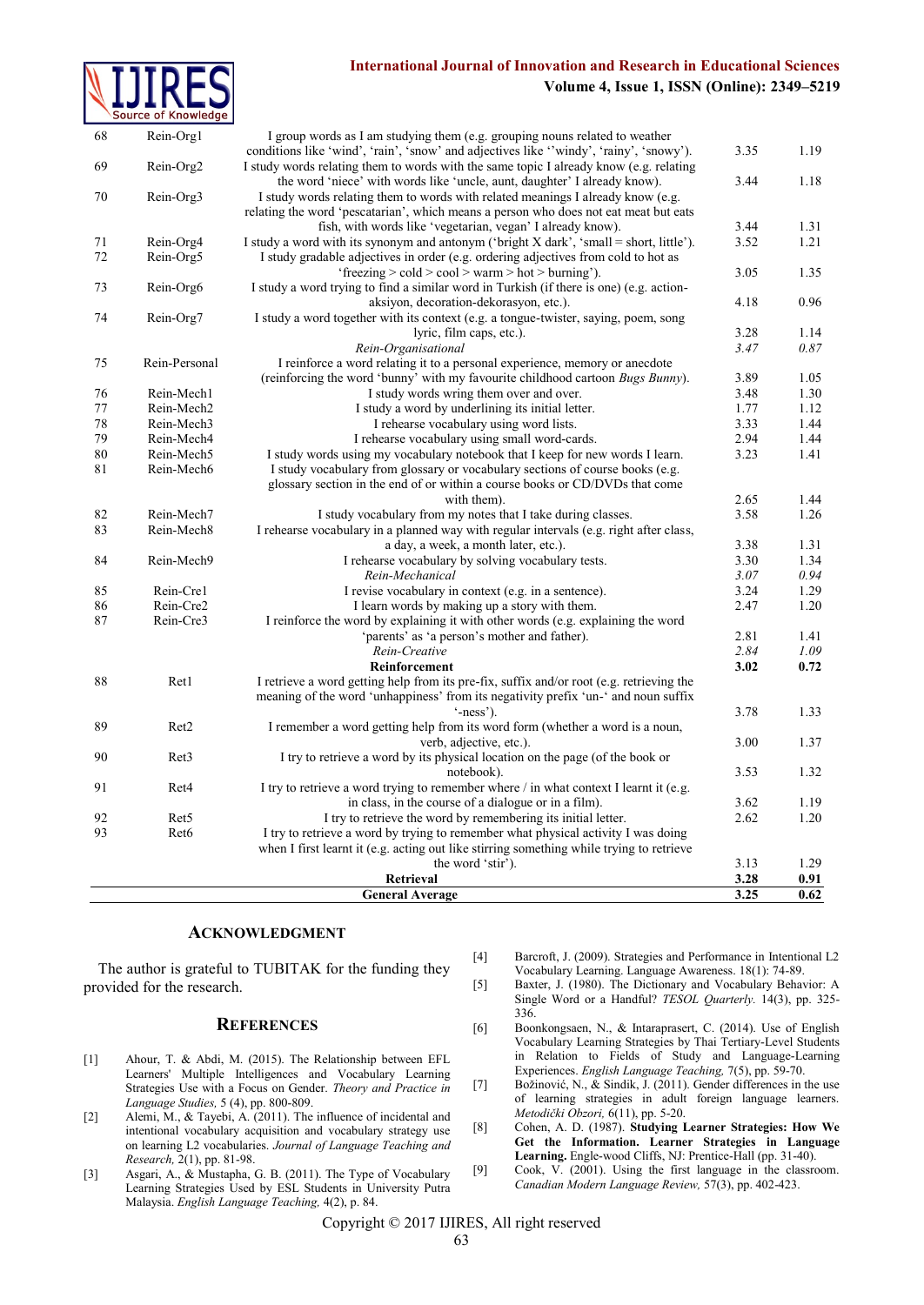| | | | | |
|---|---|---|---|---|
| 68 | Rein-Org1 | I group words as I am studying them (e.g. grouping nouns related to weather conditions like 'wind', 'rain', 'snow' and adjectives like ''windy', 'rainy', 'snowy'). | 3.35 | 1.19 |
| 69 | Rein-Org2 | I study words relating them to words with the same topic I already know (e.g. relating the word 'niece' with words like 'uncle, aunt, daughter' I already know). | 3.44 | 1.18 |
| 70 | Rein-Org3 | I study words relating them to words with related meanings I already know (e.g. relating the word 'pescatarian', which means a person who does not eat meat but eats fish, with words like 'vegetarian, vegan' I already know). | 3.44 | 1.31 |
| 71 | Rein-Org4 | I study a word with its synonym and antonym ('bright X dark', 'small = short, little'). | 3.52 | 1.21 |
| 72 | Rein-Org5 | I study gradable adjectives in order (e.g. ordering adjectives from cold to hot as 'freezing > cold > cool > warm > hot > burning'). | 3.05 | 1.35 |
| 73 | Rein-Org6 | I study a word trying to find a similar word in Turkish (if there is one) (e.g. action-aksiyon, decoration-dekorasyon, etc.). | 4.18 | 0.96 |
| 74 | Rein-Org7 | I study a word together with its context (e.g. a tongue-twister, saying, poem, song lyric, film caps, etc.). | 3.28 | 1.14 |
| | | *Rein-Organisational* | *3.47* | *0.87* |
| 75 | Rein-Personal | I reinforce a word relating it to a personal experience, memory or anecdote (reinforcing the word 'bunny' with my favourite childhood cartoon *Bugs Bunny*). | 3.89 | 1.05 |
| 76 | Rein-Mech1 | I study words wring them over and over. | 3.48 | 1.30 |
| 77 | Rein-Mech2 | I study a word by underlining its initial letter. | 1.77 | 1.12 |
| 78 | Rein-Mech3 | I rehearse vocabulary using word lists. | 3.33 | 1.44 |
| 79 | Rein-Mech4 | I rehearse vocabulary using small word-cards. | 2.94 | 1.44 |
| 80 | Rein-Mech5 | I study words using my vocabulary notebook that I keep for new words I learn. | 3.23 | 1.41 |
| 81 | Rein-Mech6 | I study vocabulary from glossary or vocabulary sections of course books (e.g. glossary section in the end of or within a course books or CD/DVDs that come with them). | 2.65 | 1.44 |
| 82 | Rein-Mech7 | I study vocabulary from my notes that I take during classes. | 3.58 | 1.26 |
| 83 | Rein-Mech8 | I rehearse vocabulary in a planned way with regular intervals (e.g. right after class, a day, a week, a month later, etc.). | 3.38 | 1.31 |
| 84 | Rein-Mech9 | I rehearse vocabulary by solving vocabulary tests. | 3.30 | 1.34 |
| | | *Rein-Mechanical* | *3.07* | *0.94* |
| 85 | Rein-Cre1 | I revise vocabulary in context (e.g. in a sentence). | 3.24 | 1.29 |
| 86 | Rein-Cre2 | I learn words by making up a story with them. | 2.47 | 1.20 |
| 87 | Rein-Cre3 | I reinforce the word by explaining it with other words (e.g. explaining the word 'parents' as 'a person's mother and father). | 2.81 | 1.41 |
| | | *Rein-Creative* | *2.84* | *1.09* |
| | | **Reinforcement** | **3.02** | **0.72** |
| 88 | Ret1 | I retrieve a word getting help from its pre-fix, suffix and/or root (e.g. retrieving the meaning of the word 'unhappiness' from its negativity prefix 'un-' and noun suffix '-ness'). | 3.78 | 1.33 |
| 89 | Ret2 | I remember a word getting help from its word form (whether a word is a noun, verb, adjective, etc.). | 3.00 | 1.37 |
| 90 | Ret3 | I try to retrieve a word by its physical location on the page (of the book or notebook). | 3.53 | 1.32 |
| 91 | Ret4 | I try to retrieve a word trying to remember where / in what context I learnt it (e.g. in class, in the course of a dialogue or in a film). | 3.62 | 1.19 |
| 92 | Ret5 | I try to retrieve the word by remembering its initial letter. | 2.62 | 1.20 |
| 93 | Ret6 | I try to retrieve a word by trying to remember what physical activity I was doing when I first learnt it (e.g. acting out like stirring something while trying to retrieve the word 'stir'). | 3.13 | 1.29 |
| | | **Retrieval** | **3.28** | **0.91** |
| | | **General Average** | **3.25** | **0.62** |

## Acknowledgment

The author is grateful to TUBITAK for the funding they provided for the research.

## References

[1] Ahour, T. & Abdi, M. (2015). The Relationship between EFL Learners' Multiple Intelligences and Vocabulary Learning Strategies Use with a Focus on Gender. *Theory and Practice in Language Studies,* 5 (4), pp. 800-809.

[2] Alemi, M., & Tayebi, A. (2011). The influence of incidental and intentional vocabulary acquisition and vocabulary strategy use on learning L2 vocabularies. *Journal of Language Teaching and Research,* 2(1), pp. 81-98.

[3] Asgari, A., & Mustapha, G. B. (2011). The Type of Vocabulary Learning Strategies Used by ESL Students in University Putra Malaysia. *English Language Teaching,* 4(2), p. 84.

[4] Barcroft, J. (2009). Strategies and Performance in Intentional L2 Vocabulary Learning. Language Awareness. 18(1): 74-89.

[5] Baxter, J. (1980). The Dictionary and Vocabulary Behavior: A Single Word or a Handful? *TESOL Quarterly.* 14(3), pp. 325-336.

[6] Boonkongsaen, N., & Intaraprasert, C. (2014). Use of English Vocabulary Learning Strategies by Thai Tertiary-Level Students in Relation to Fields of Study and Language-Learning Experiences. *English Language Teaching,* 7(5), pp. 59-70.

[7] Božinović, N., & Sindik, J. (2011). Gender differences in the use of learning strategies in adult foreign language learners. *Metodički Obzori,* 6(11), pp. 5-20.

[8] Cohen, A. D. (1987). **Studying Learner Strategies: How We Get the Information. Learner Strategies in Language Learning.** Engle-wood Cliffs, NJ: Prentice-Hall (pp. 31-40).

[9] Cook, V. (2001). Using the first language in the classroom. *Canadian Modern Language Review,* 57(3), pp. 402-423.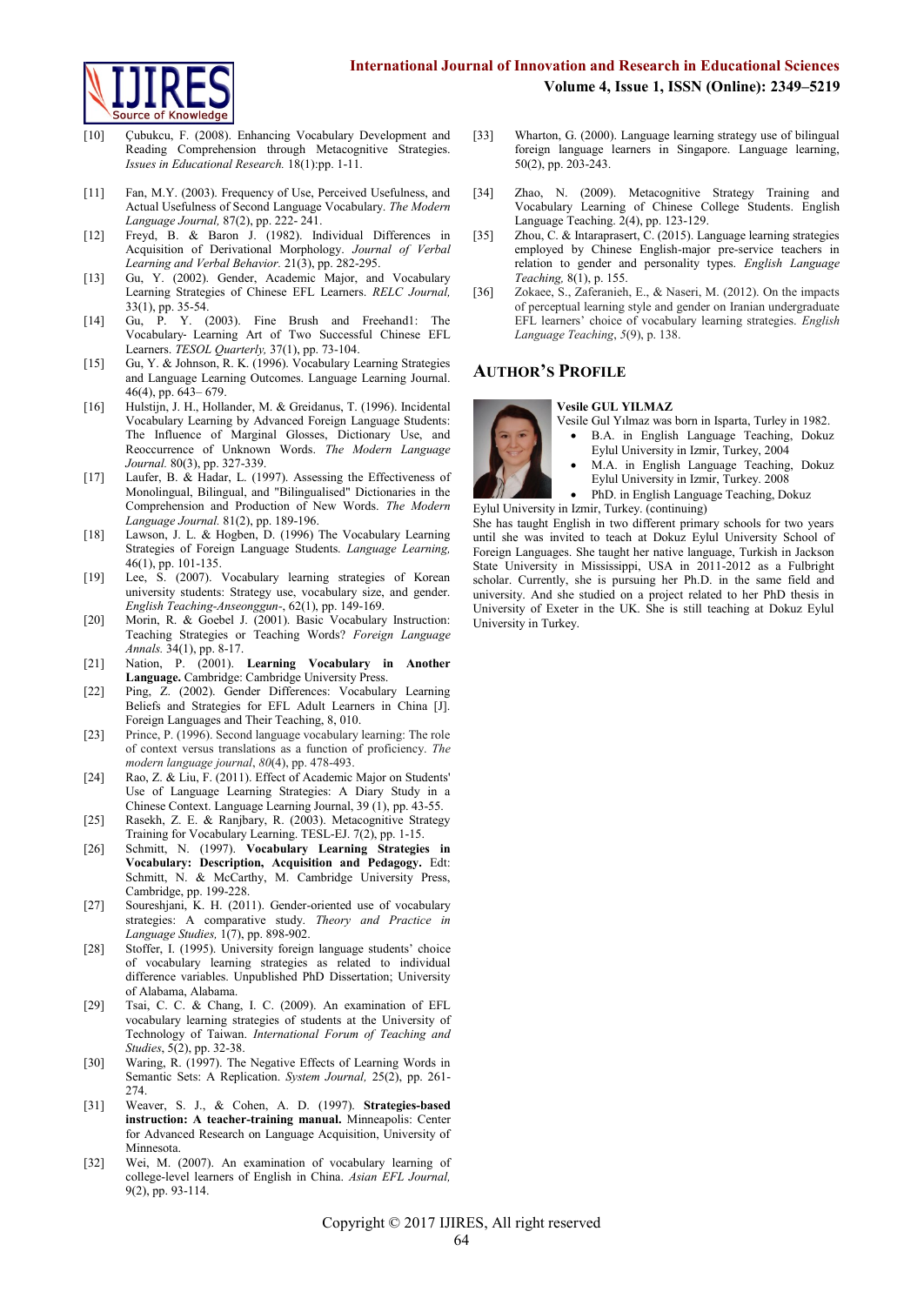[10] Çubukcu, F. (2008). Enhancing Vocabulary Development and Reading Comprehension through Metacognitive Strategies. *Issues in Educational Research.* 18(1):pp. 1-11.

[11] Fan, M.Y. (2003). Frequency of Use, Perceived Usefulness, and Actual Usefulness of Second Language Vocabulary. *The Modern Language Journal,* 87(2), pp. 222- 241.

[12] Freyd, B. & Baron J. (1982). Individual Differences in Acquisition of Derivational Morphology. *Journal of Verbal Learning and Verbal Behavior.* 21(3), pp. 282-295.

[13] Gu, Y. (2002). Gender, Academic Major, and Vocabulary Learning Strategies of Chinese EFL Learners. *RELC Journal,* 33(1), pp. 35-54.

[14] Gu, P. Y. (2003). Fine Brush and Freehand1: The Vocabulary- Learning Art of Two Successful Chinese EFL Learners. *TESOL Quarterly,* 37(1), pp. 73-104.

[15] Gu, Y. & Johnson, R. K. (1996). Vocabulary Learning Strategies and Language Learning Outcomes. Language Learning Journal. 46(4), pp. 643– 679.

[16] Hulstijn, J. H., Hollander, M. & Greidanus, T. (1996). Incidental Vocabulary Learning by Advanced Foreign Language Students: The Influence of Marginal Glosses, Dictionary Use, and Reoccurrence of Unknown Words. *The Modern Language Journal.* 80(3), pp. 327-339.

[17] Laufer, B. & Hadar, L. (1997). Assessing the Effectiveness of Monolingual, Bilingual, and "Bilingualised" Dictionaries in the Comprehension and Production of New Words. *The Modern Language Journal.* 81(2), pp. 189-196.

[18] Lawson, J. L. & Hogben, D. (1996) The Vocabulary Learning Strategies of Foreign Language Students. *Language Learning,* 46(1), pp. 101-135.

[19] Lee, S. (2007). Vocabulary learning strategies of Korean university students: Strategy use, vocabulary size, and gender. *English Teaching-Anseonggun-*, 62(1), pp. 149-169.

[20] Morin, R. & Goebel J. (2001). Basic Vocabulary Instruction: Teaching Strategies or Teaching Words? *Foreign Language Annals.* 34(1), pp. 8-17.

[21] Nation, P. (2001). **Learning Vocabulary in Another Language.** Cambridge: Cambridge University Press.

[22] Ping, Z. (2002). Gender Differences: Vocabulary Learning Beliefs and Strategies for EFL Adult Learners in China [J]. Foreign Languages and Their Teaching, 8, 010.

[23] Prince, P. (1996). Second language vocabulary learning: The role of context versus translations as a function of proficiency. *The modern language journal*, *80*(4), pp. 478-493.

[24] Rao, Z. & Liu, F. (2011). Effect of Academic Major on Students' Use of Language Learning Strategies: A Diary Study in a Chinese Context. Language Learning Journal, 39 (1), pp. 43-55.

[25] Rasekh, Z. E. & Ranjbary, R. (2003). Metacognitive Strategy Training for Vocabulary Learning. TESL-EJ. 7(2), pp. 1-15.

[26] Schmitt, N. (1997). **Vocabulary Learning Strategies in Vocabulary: Description, Acquisition and Pedagogy.** Edt: Schmitt, N. & McCarthy, M. Cambridge University Press, Cambridge, pp. 199-228.

[27] Soureshjani, K. H. (2011). Gender-oriented use of vocabulary strategies: A comparative study. *Theory and Practice in Language Studies,* 1(7), pp. 898-902.

[28] Stoffer, I. (1995). University foreign language students' choice of vocabulary learning strategies as related to individual difference variables. Unpublished PhD Dissertation; University of Alabama, Alabama.

[29] Tsai, C. C. & Chang, I. C. (2009). An examination of EFL vocabulary learning strategies of students at the University of Technology of Taiwan. *International Forum of Teaching and Studies*, 5(2), pp. 32-38.

[30] Waring, R. (1997). The Negative Effects of Learning Words in Semantic Sets: A Replication. *System Journal,* 25(2), pp. 261-274.

[31] Weaver, S. J., & Cohen, A. D. (1997). **Strategies-based instruction: A teacher-training manual.** Minneapolis: Center for Advanced Research on Language Acquisition, University of Minnesota.

[32] Wei, M. (2007). An examination of vocabulary learning of college-level learners of English in China. *Asian EFL Journal,* 9(2), pp. 93-114.

[33] Wharton, G. (2000). Language learning strategy use of bilingual foreign language learners in Singapore. Language learning, 50(2), pp. 203-243.

[34] Zhao, N. (2009). Metacognitive Strategy Training and Vocabulary Learning of Chinese College Students. English Language Teaching. 2(4), pp. 123-129.

[35] Zhou, C. & Intaraprasert, C. (2015). Language learning strategies employed by Chinese English-major pre-service teachers in relation to gender and personality types. *English Language Teaching,* 8(1), p. 155.

[36] Zokaee, S., Zaferanieh, E., & Naseri, M. (2012). On the impacts of perceptual learning style and gender on Iranian undergraduate EFL learners' choice of vocabulary learning strategies. *English Language Teaching*, *5*(9), p. 138.

## AUTHOR'S PROFILE

**Vesile GUL YILMAZ**

Vesile Gul Yılmaz was born in Isparta, Turley in 1982.

- B.A. in English Language Teaching, Dokuz Eylul University in Izmir, Turkey, 2004
- M.A. in English Language Teaching, Dokuz Eylul University in Izmir, Turkey. 2008
- PhD. in English Language Teaching, Dokuz Eylul University in Izmir, Turkey. (continuing)

She has taught English in two different primary schools for two years until she was invited to teach at Dokuz Eylul University School of Foreign Languages. She taught her native language, Turkish in Jackson State University in Mississippi, USA in 2011-2012 as a Fulbright scholar. Currently, she is pursuing her Ph.D. in the same field and university. And she studied on a project related to her PhD thesis in University of Exeter in the UK. She is still teaching at Dokuz Eylul University in Turkey.